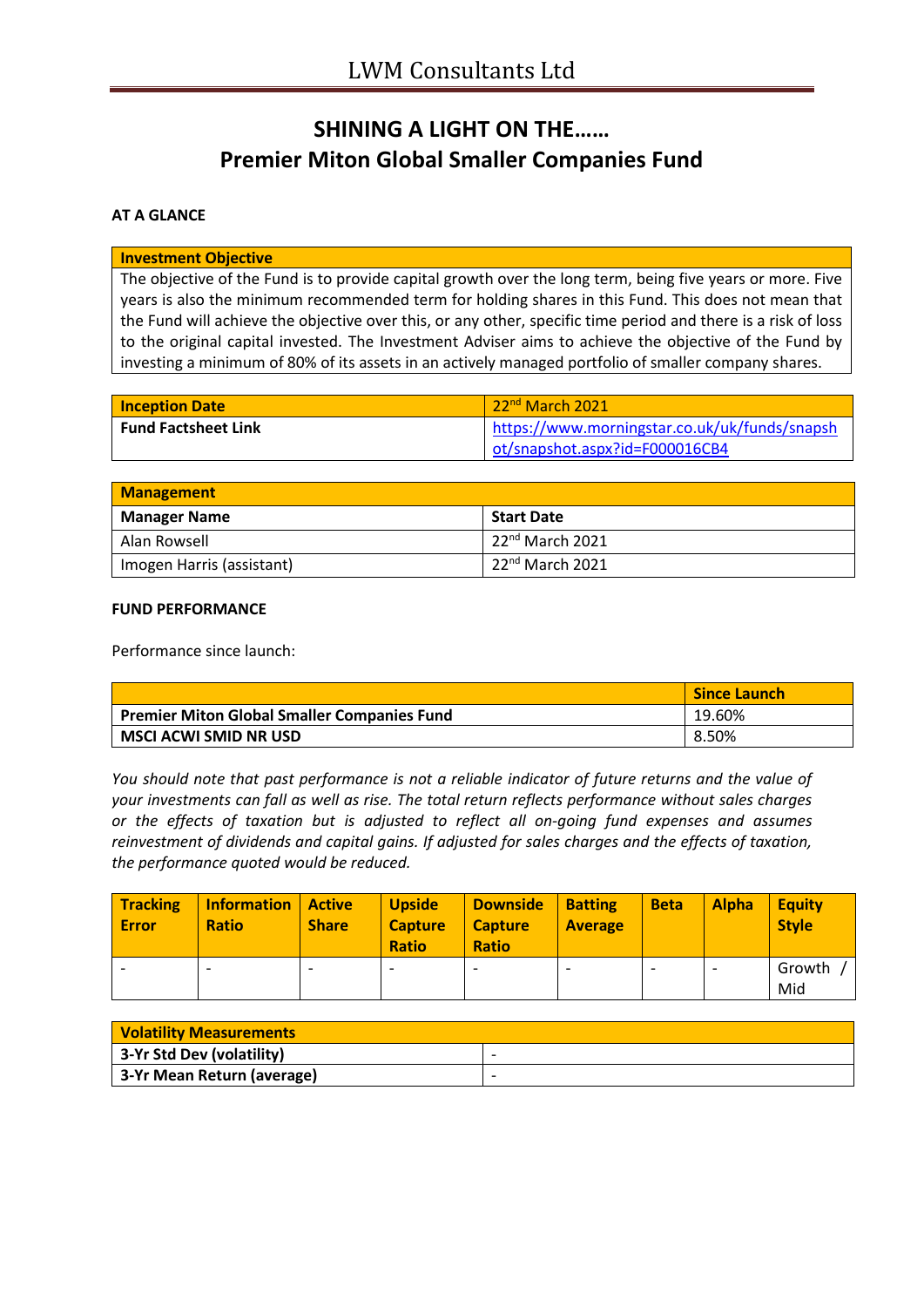# LWM Consultants Ltd

## SHINING A LIGHT ON THE……
## Premier Miton Global Smaller Companies Fund

**AT A GLANCE**

| **Investment Objective** |
|---|
| The objective of the Fund is to provide capital growth over the long term, being five years or more. Five years is also the minimum recommended term for holding shares in this Fund. This does not mean that the Fund will achieve the objective over this, or any other, specific time period and there is a risk of loss to the original capital invested. The Investment Adviser aims to achieve the objective of the Fund by investing a minimum of 80% of its assets in an actively managed portfolio of smaller company shares. |

| **Inception Date** | 22nd March 2021 |
|---|---|
| **Fund Factsheet Link** | https://www.morningstar.co.uk/uk/funds/snapshot/snapshot.aspx?id=F000016CB4 |

| **Management** | |
|---|---|
| **Manager Name** | **Start Date** |
| Alan Rowsell | 22nd March 2021 |
| Imogen Harris (assistant) | 22nd March 2021 |

**FUND PERFORMANCE**

Performance since launch:

| | **Since Launch** |
|---|---|
| **Premier Miton Global Smaller Companies Fund** | 19.60% |
| **MSCI ACWI SMID NR USD** | 8.50% |

*You should note that past performance is not a reliable indicator of future returns and the value of your investments can fall as well as rise. The total return reflects performance without sales charges or the effects of taxation but is adjusted to reflect all on-going fund expenses and assumes reinvestment of dividends and capital gains. If adjusted for sales charges and the effects of taxation, the performance quoted would be reduced.*

| **Tracking Error** | **Information Ratio** | **Active Share** | **Upside Capture Ratio** | **Downside Capture Ratio** | **Batting Average** | **Beta** | **Alpha** | **Equity Style** |
|---|---|---|---|---|---|---|---|---|
| - | - | - | - | - | - | - | - | Growth / Mid |

| **Volatility Measurements** | |
|---|---|
| **3-Yr Std Dev (volatility)** | - |
| **3-Yr Mean Return (average)** | - |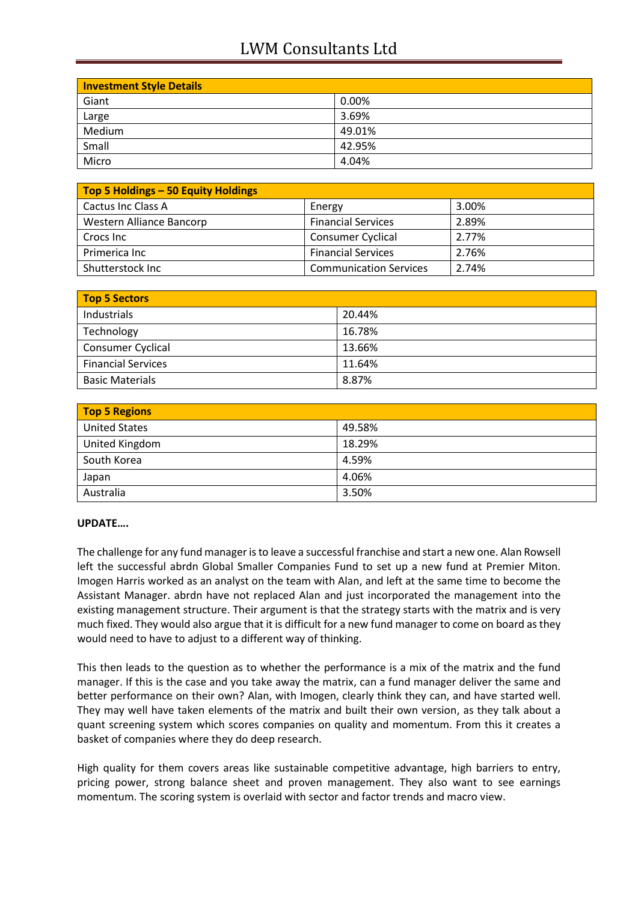| Investment Style Details | |
|---|---|
| Giant | 0.00% |
| Large | 3.69% |
| Medium | 49.01% |
| Small | 42.95% |
| Micro | 4.04% |

| Top 5 Holdings – 50 Equity Holdings | | |
|---|---|---|
| Cactus Inc Class A | Energy | 3.00% |
| Western Alliance Bancorp | Financial Services | 2.89% |
| Crocs Inc | Consumer Cyclical | 2.77% |
| Primerica Inc | Financial Services | 2.76% |
| Shutterstock Inc | Communication Services | 2.74% |

| Top 5 Sectors | |
|---|---|
| Industrials | 20.44% |
| Technology | 16.78% |
| Consumer Cyclical | 13.66% |
| Financial Services | 11.64% |
| Basic Materials | 8.87% |

| Top 5 Regions | |
|---|---|
| United States | 49.58% |
| United Kingdom | 18.29% |
| South Korea | 4.59% |
| Japan | 4.06% |
| Australia | 3.50% |

**UPDATE….**

The challenge for any fund manager is to leave a successful franchise and start a new one. Alan Rowsell left the successful abrdn Global Smaller Companies Fund to set up a new fund at Premier Miton. Imogen Harris worked as an analyst on the team with Alan, and left at the same time to become the Assistant Manager. abrdn have not replaced Alan and just incorporated the management into the existing management structure. Their argument is that the strategy starts with the matrix and is very much fixed. They would also argue that it is difficult for a new fund manager to come on board as they would need to have to adjust to a different way of thinking.

This then leads to the question as to whether the performance is a mix of the matrix and the fund manager. If this is the case and you take away the matrix, can a fund manager deliver the same and better performance on their own? Alan, with Imogen, clearly think they can, and have started well. They may well have taken elements of the matrix and built their own version, as they talk about a quant screening system which scores companies on quality and momentum. From this it creates a basket of companies where they do deep research.

High quality for them covers areas like sustainable competitive advantage, high barriers to entry, pricing power, strong balance sheet and proven management. They also want to see earnings momentum. The scoring system is overlaid with sector and factor trends and macro view.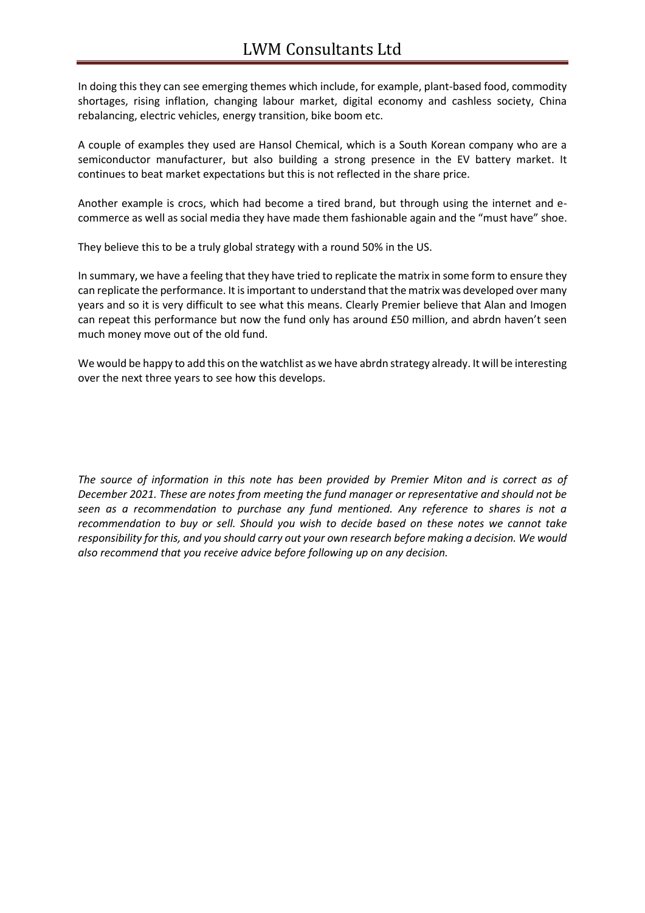In doing this they can see emerging themes which include, for example, plant-based food, commodity shortages, rising inflation, changing labour market, digital economy and cashless society, China rebalancing, electric vehicles, energy transition, bike boom etc.

A couple of examples they used are Hansol Chemical, which is a South Korean company who are a semiconductor manufacturer, but also building a strong presence in the EV battery market. It continues to beat market expectations but this is not reflected in the share price.

Another example is crocs, which had become a tired brand, but through using the internet and e-commerce as well as social media they have made them fashionable again and the "must have" shoe.

They believe this to be a truly global strategy with a round 50% in the US.

In summary, we have a feeling that they have tried to replicate the matrix in some form to ensure they can replicate the performance. It is important to understand that the matrix was developed over many years and so it is very difficult to see what this means. Clearly Premier believe that Alan and Imogen can repeat this performance but now the fund only has around £50 million, and abrdn haven't seen much money move out of the old fund.

We would be happy to add this on the watchlist as we have abrdn strategy already. It will be interesting over the next three years to see how this develops.

*The source of information in this note has been provided by Premier Miton and is correct as of December 2021. These are notes from meeting the fund manager or representative and should not be seen as a recommendation to purchase any fund mentioned. Any reference to shares is not a recommendation to buy or sell. Should you wish to decide based on these notes we cannot take responsibility for this, and you should carry out your own research before making a decision. We would also recommend that you receive advice before following up on any decision.*